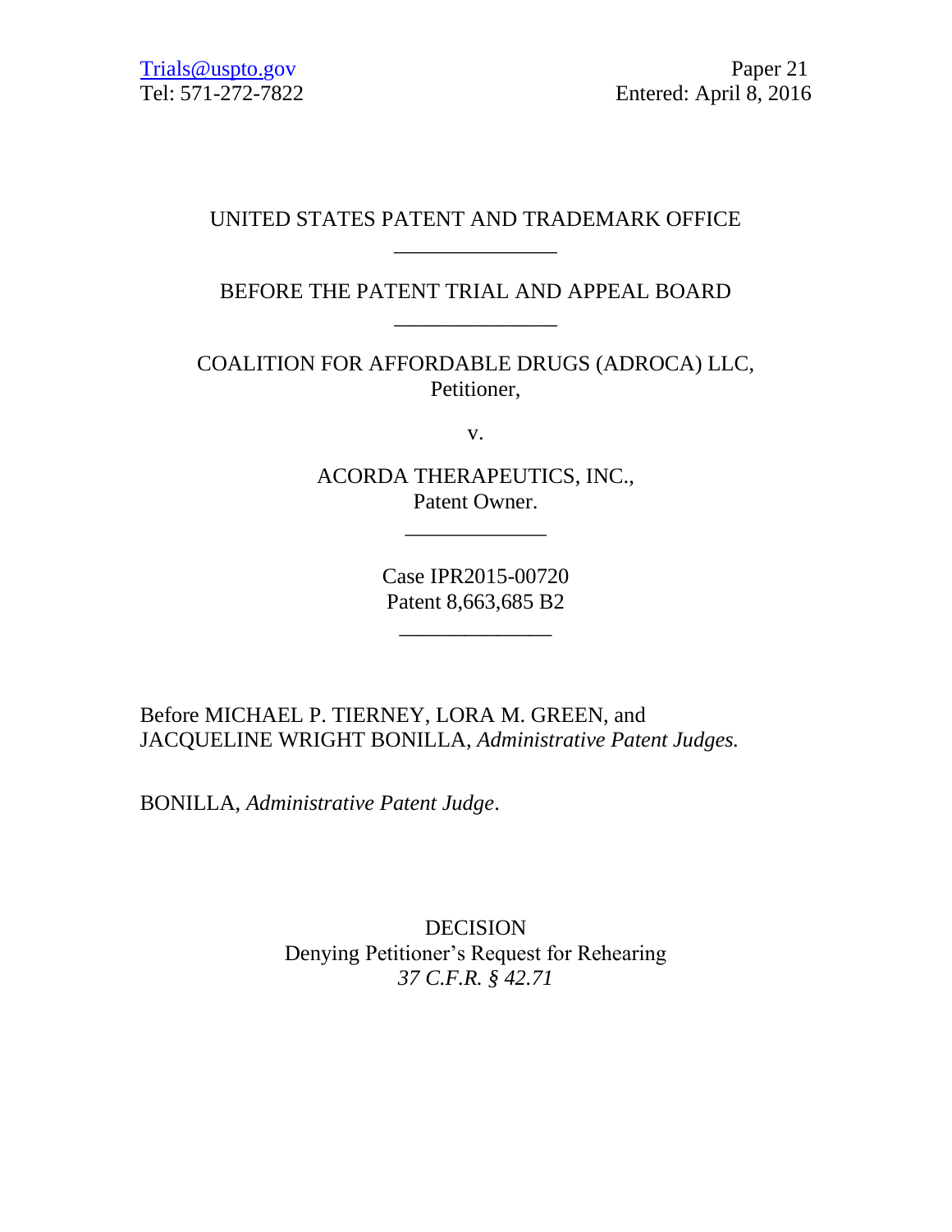Trials@uspto.gov
Tel: 571-272-7822

Paper 21
Entered: April 8, 2016

UNITED STATES PATENT AND TRADEMARK OFFICE

---

BEFORE THE PATENT TRIAL AND APPEAL BOARD

---

COALITION FOR AFFORDABLE DRUGS (ADROCA) LLC,
Petitioner,

v.

ACORDA THERAPEUTICS, INC.,
Patent Owner.

---

Case IPR2015-00720
Patent 8,663,685 B2

---

Before MICHAEL P. TIERNEY, LORA M. GREEN, and JACQUELINE WRIGHT BONILLA, *Administrative Patent Judges.*

BONILLA, *Administrative Patent Judge*.

DECISION
Denying Petitioner's Request for Rehearing
*37 C.F.R. § 42.71*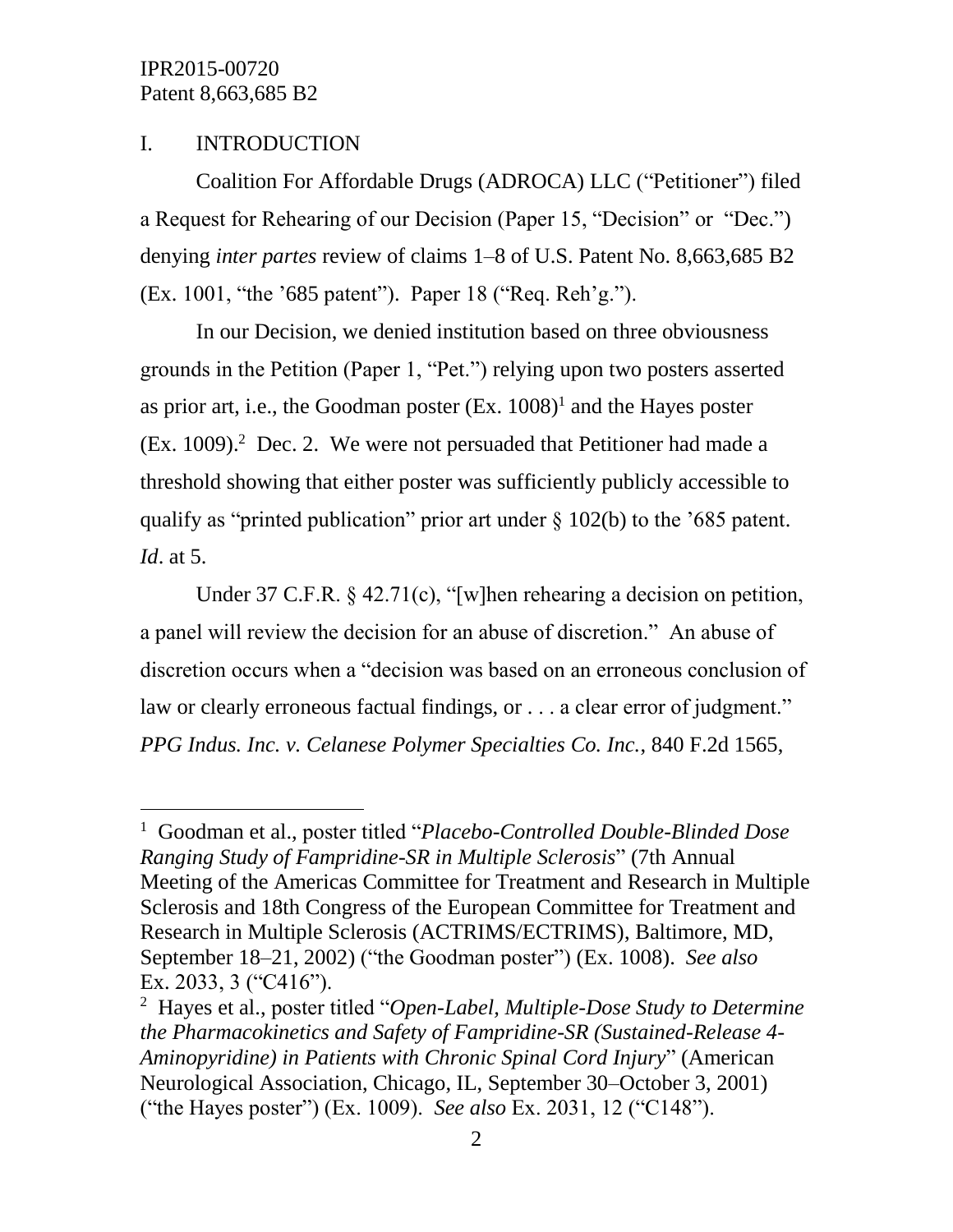## I. INTRODUCTION

Coalition For Affordable Drugs (ADROCA) LLC ("Petitioner") filed a Request for Rehearing of our Decision (Paper 15, "Decision" or "Dec.") denying *inter partes* review of claims 1–8 of U.S. Patent No. 8,663,685 B2 (Ex. 1001, "the '685 patent"). Paper 18 ("Req. Reh'g.").

In our Decision, we denied institution based on three obviousness grounds in the Petition (Paper 1, "Pet.") relying upon two posters asserted as prior art, i.e., the Goodman poster (Ex. 1008)[1] and the Hayes poster (Ex. 1009).[2] Dec. 2. We were not persuaded that Petitioner had made a threshold showing that either poster was sufficiently publicly accessible to qualify as "printed publication" prior art under § 102(b) to the '685 patent. *Id*. at 5.

Under 37 C.F.R. § 42.71(c), "[w]hen rehearing a decision on petition, a panel will review the decision for an abuse of discretion." An abuse of discretion occurs when a "decision was based on an erroneous conclusion of law or clearly erroneous factual findings, or . . . a clear error of judgment." *PPG Indus. Inc. v. Celanese Polymer Specialties Co. Inc.*, 840 F.2d 1565,

---

[1] Goodman et al., poster titled "*Placebo-Controlled Double-Blinded Dose Ranging Study of Fampridine-SR in Multiple Sclerosis*" (7th Annual Meeting of the Americas Committee for Treatment and Research in Multiple Sclerosis and 18th Congress of the European Committee for Treatment and Research in Multiple Sclerosis (ACTRIMS/ECTRIMS), Baltimore, MD, September 18–21, 2002) ("the Goodman poster") (Ex. 1008). *See also* Ex. 2033, 3 ("C416").

[2] Hayes et al., poster titled "*Open-Label, Multiple-Dose Study to Determine the Pharmacokinetics and Safety of Fampridine-SR (Sustained-Release 4-Aminopyridine) in Patients with Chronic Spinal Cord Injury*" (American Neurological Association, Chicago, IL, September 30–October 3, 2001) ("the Hayes poster") (Ex. 1009). *See also* Ex. 2031, 12 ("C148").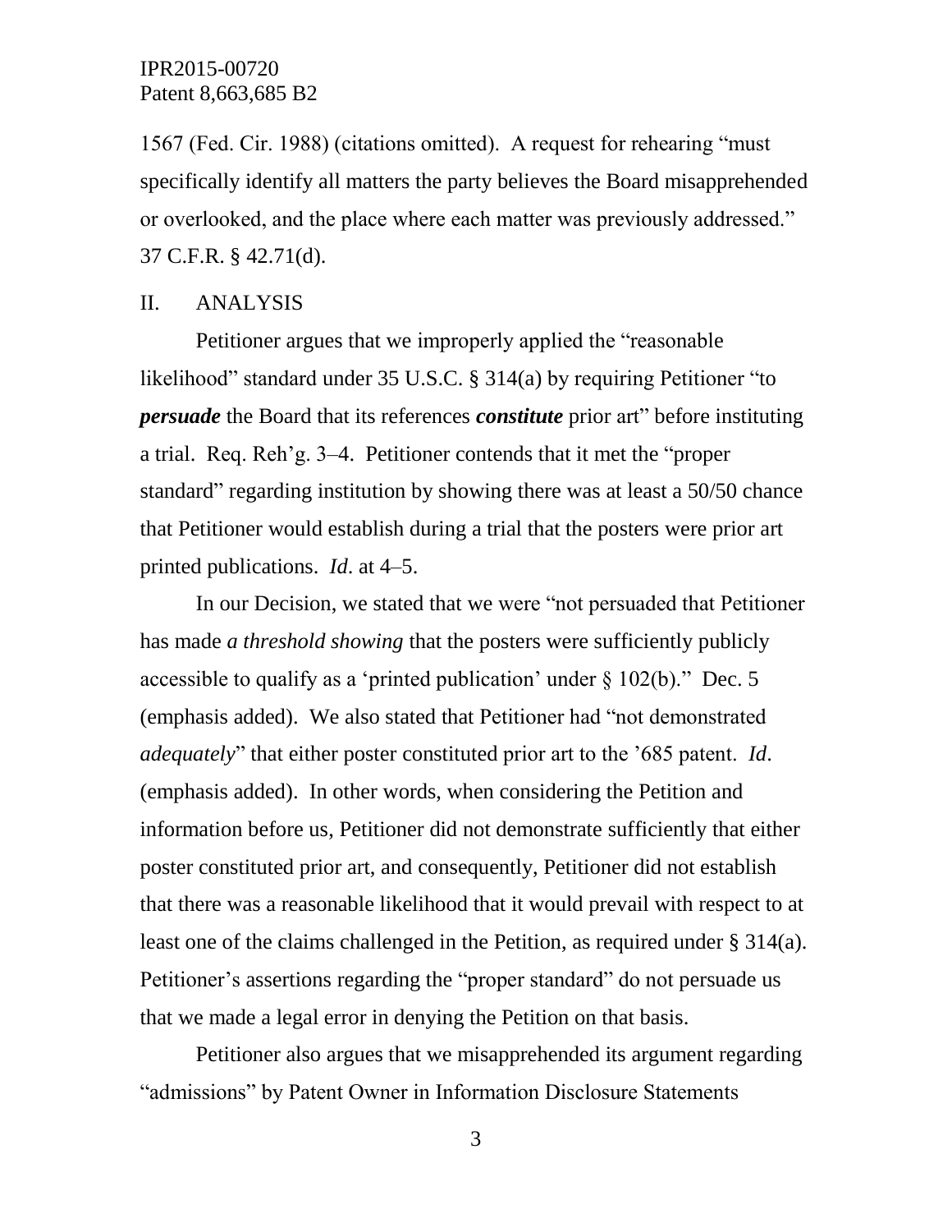1567 (Fed. Cir. 1988) (citations omitted). A request for rehearing "must specifically identify all matters the party believes the Board misapprehended or overlooked, and the place where each matter was previously addressed." 37 C.F.R. § 42.71(d).

## II. ANALYSIS

Petitioner argues that we improperly applied the "reasonable likelihood" standard under 35 U.S.C. § 314(a) by requiring Petitioner "to ***persuade*** the Board that its references ***constitute*** prior art" before instituting a trial. Req. Reh'g. 3–4. Petitioner contends that it met the "proper standard" regarding institution by showing there was at least a 50/50 chance that Petitioner would establish during a trial that the posters were prior art printed publications. *Id*. at 4–5.

In our Decision, we stated that we were "not persuaded that Petitioner has made *a threshold showing* that the posters were sufficiently publicly accessible to qualify as a 'printed publication' under § 102(b)." Dec. 5 (emphasis added). We also stated that Petitioner had "not demonstrated *adequately*" that either poster constituted prior art to the '685 patent. *Id*. (emphasis added). In other words, when considering the Petition and information before us, Petitioner did not demonstrate sufficiently that either poster constituted prior art, and consequently, Petitioner did not establish that there was a reasonable likelihood that it would prevail with respect to at least one of the claims challenged in the Petition, as required under § 314(a). Petitioner's assertions regarding the "proper standard" do not persuade us that we made a legal error in denying the Petition on that basis.

Petitioner also argues that we misapprehended its argument regarding "admissions" by Patent Owner in Information Disclosure Statements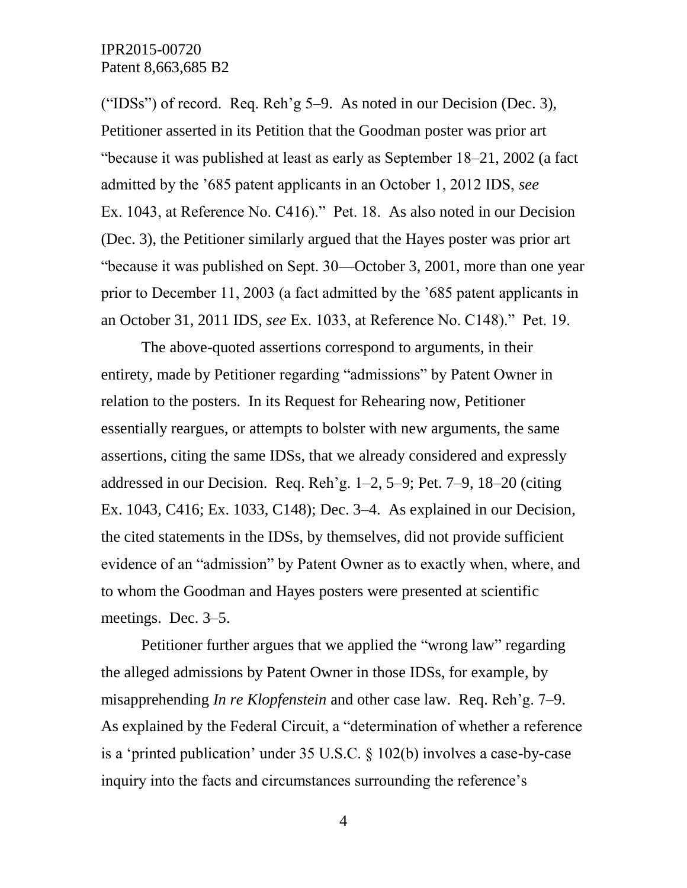("IDSs") of record. Req. Reh'g 5–9. As noted in our Decision (Dec. 3), Petitioner asserted in its Petition that the Goodman poster was prior art "because it was published at least as early as September 18–21, 2002 (a fact admitted by the '685 patent applicants in an October 1, 2012 IDS, *see* Ex. 1043, at Reference No. C416)." Pet. 18. As also noted in our Decision (Dec. 3), the Petitioner similarly argued that the Hayes poster was prior art "because it was published on Sept. 30—October 3, 2001, more than one year prior to December 11, 2003 (a fact admitted by the '685 patent applicants in an October 31, 2011 IDS, *see* Ex. 1033, at Reference No. C148)." Pet. 19.

The above-quoted assertions correspond to arguments, in their entirety, made by Petitioner regarding "admissions" by Patent Owner in relation to the posters. In its Request for Rehearing now, Petitioner essentially reargues, or attempts to bolster with new arguments, the same assertions, citing the same IDSs, that we already considered and expressly addressed in our Decision. Req. Reh'g. 1–2, 5–9; Pet. 7–9, 18–20 (citing Ex. 1043, C416; Ex. 1033, C148); Dec. 3–4. As explained in our Decision, the cited statements in the IDSs, by themselves, did not provide sufficient evidence of an "admission" by Patent Owner as to exactly when, where, and to whom the Goodman and Hayes posters were presented at scientific meetings. Dec. 3–5.

Petitioner further argues that we applied the "wrong law" regarding the alleged admissions by Patent Owner in those IDSs, for example, by misapprehending *In re Klopfenstein* and other case law. Req. Reh'g. 7–9. As explained by the Federal Circuit, a "determination of whether a reference is a 'printed publication' under 35 U.S.C. § 102(b) involves a case-by-case inquiry into the facts and circumstances surrounding the reference's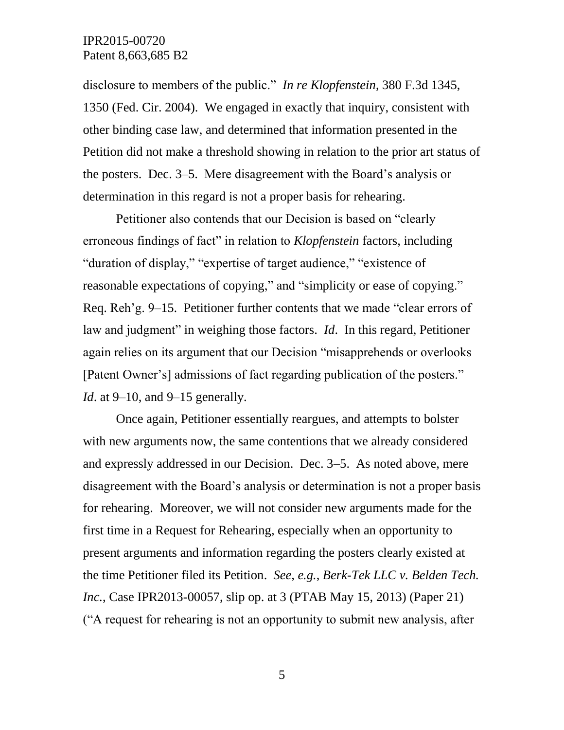disclosure to members of the public." *In re Klopfenstein*, 380 F.3d 1345, 1350 (Fed. Cir. 2004). We engaged in exactly that inquiry, consistent with other binding case law, and determined that information presented in the Petition did not make a threshold showing in relation to the prior art status of the posters. Dec. 3–5. Mere disagreement with the Board's analysis or determination in this regard is not a proper basis for rehearing.

Petitioner also contends that our Decision is based on "clearly erroneous findings of fact" in relation to *Klopfenstein* factors, including "duration of display," "expertise of target audience," "existence of reasonable expectations of copying," and "simplicity or ease of copying." Req. Reh'g. 9–15. Petitioner further contents that we made "clear errors of law and judgment" in weighing those factors. *Id*. In this regard, Petitioner again relies on its argument that our Decision "misapprehends or overlooks [Patent Owner's] admissions of fact regarding publication of the posters." *Id*. at 9–10, and 9–15 generally.

Once again, Petitioner essentially reargues, and attempts to bolster with new arguments now, the same contentions that we already considered and expressly addressed in our Decision. Dec. 3–5. As noted above, mere disagreement with the Board's analysis or determination is not a proper basis for rehearing. Moreover, we will not consider new arguments made for the first time in a Request for Rehearing, especially when an opportunity to present arguments and information regarding the posters clearly existed at the time Petitioner filed its Petition. *See, e.g.*, *Berk-Tek LLC v. Belden Tech. Inc.*, Case IPR2013-00057, slip op. at 3 (PTAB May 15, 2013) (Paper 21) ("A request for rehearing is not an opportunity to submit new analysis, after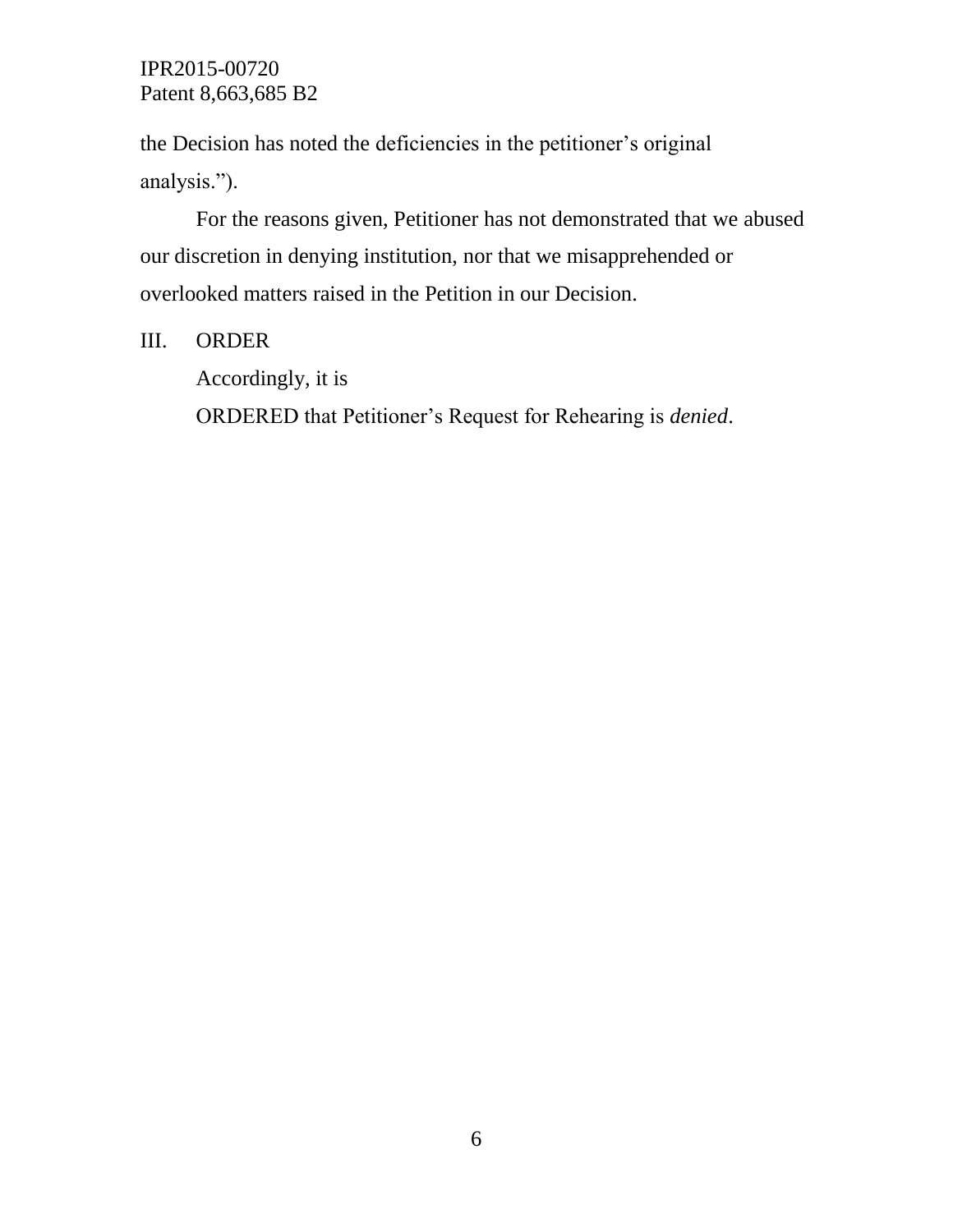the Decision has noted the deficiencies in the petitioner's original analysis.").

For the reasons given, Petitioner has not demonstrated that we abused our discretion in denying institution, nor that we misapprehended or overlooked matters raised in the Petition in our Decision.

## III. ORDER

Accordingly, it is

ORDERED that Petitioner's Request for Rehearing is *denied*.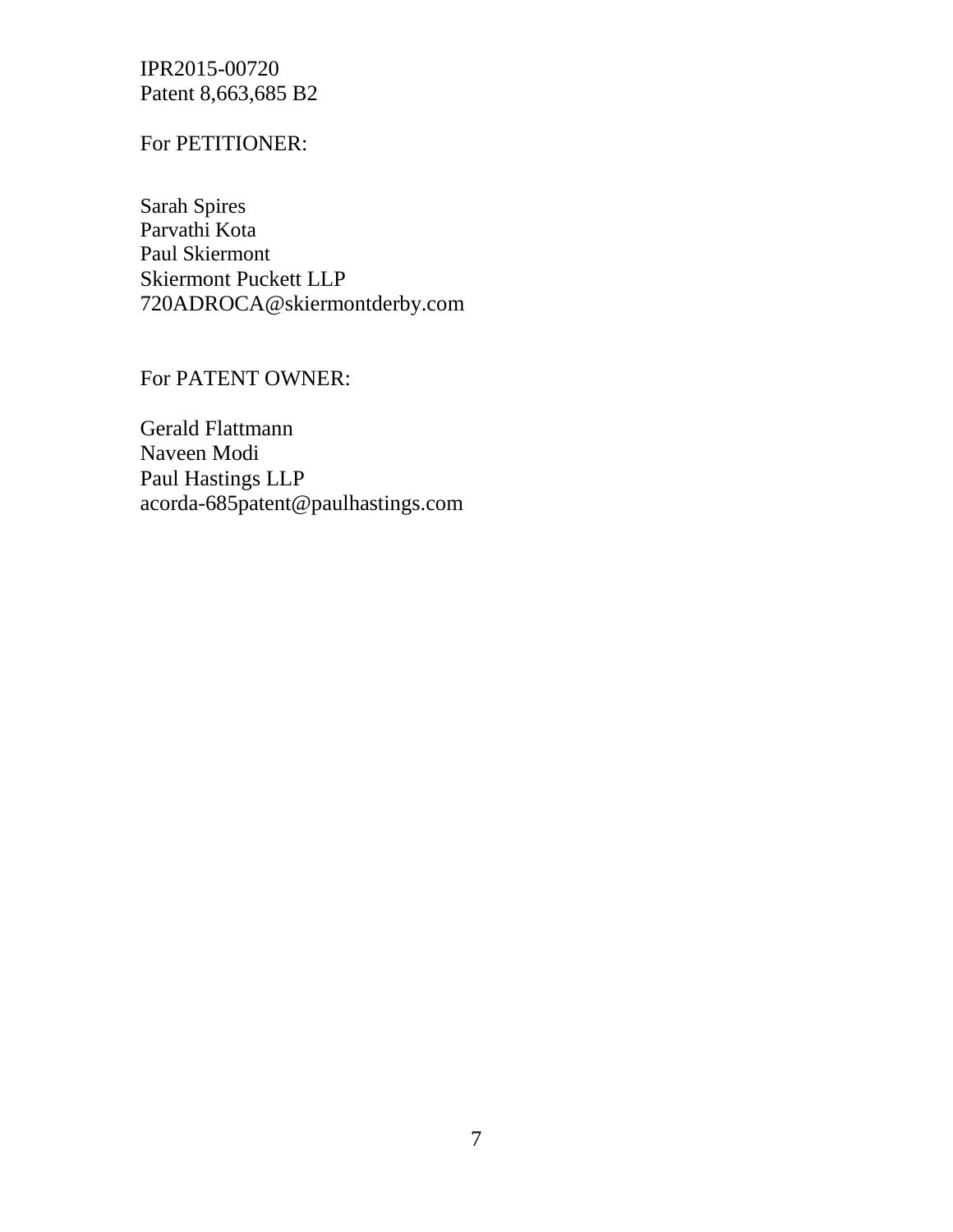For PETITIONER:

Sarah Spires
Parvathi Kota
Paul Skiermont
Skiermont Puckett LLP
720ADROCA@skiermontderby.com

For PATENT OWNER:

Gerald Flattmann
Naveen Modi
Paul Hastings LLP
acorda-685patent@paulhastings.com